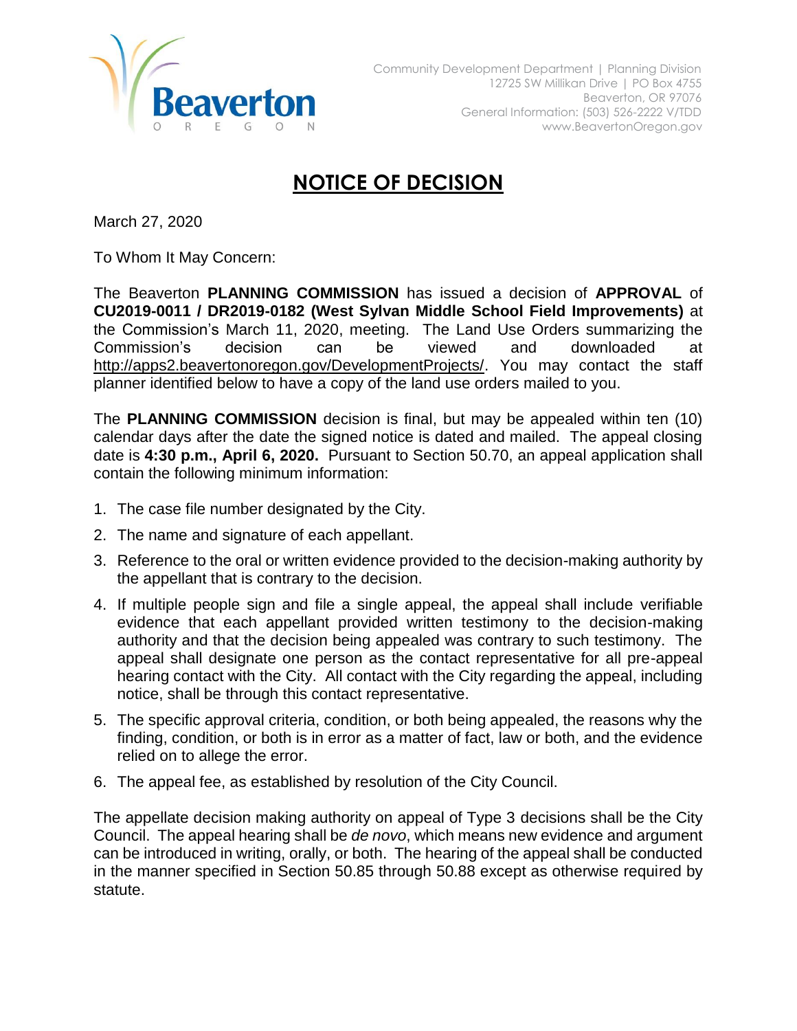Community Development Department | Planning Division
12725 SW Millikan Drive | PO Box 4755
Beaverton, OR 97076
General Information: (503) 526-2222 V/TDD
www.BeavertonOregon.gov

# NOTICE OF DECISION

March 27, 2020

To Whom It May Concern:

The Beaverton **PLANNING COMMISSION** has issued a decision of **APPROVAL** of **CU2019-0011 / DR2019-0182 (West Sylvan Middle School Field Improvements)** at the Commission's March 11, 2020, meeting. The Land Use Orders summarizing the Commission's decision can be viewed and downloaded at http://apps2.beavertonoregon.gov/DevelopmentProjects/. You may contact the staff planner identified below to have a copy of the land use orders mailed to you.

The **PLANNING COMMISSION** decision is final, but may be appealed within ten (10) calendar days after the date the signed notice is dated and mailed. The appeal closing date is **4:30 p.m., April 6, 2020.** Pursuant to Section 50.70, an appeal application shall contain the following minimum information:

1. The case file number designated by the City.
2. The name and signature of each appellant.
3. Reference to the oral or written evidence provided to the decision-making authority by the appellant that is contrary to the decision.
4. If multiple people sign and file a single appeal, the appeal shall include verifiable evidence that each appellant provided written testimony to the decision-making authority and that the decision being appealed was contrary to such testimony. The appeal shall designate one person as the contact representative for all pre-appeal hearing contact with the City. All contact with the City regarding the appeal, including notice, shall be through this contact representative.
5. The specific approval criteria, condition, or both being appealed, the reasons why the finding, condition, or both is in error as a matter of fact, law or both, and the evidence relied on to allege the error.
6. The appeal fee, as established by resolution of the City Council.

The appellate decision making authority on appeal of Type 3 decisions shall be the City Council. The appeal hearing shall be *de novo*, which means new evidence and argument can be introduced in writing, orally, or both. The hearing of the appeal shall be conducted in the manner specified in Section 50.85 through 50.88 except as otherwise required by statute.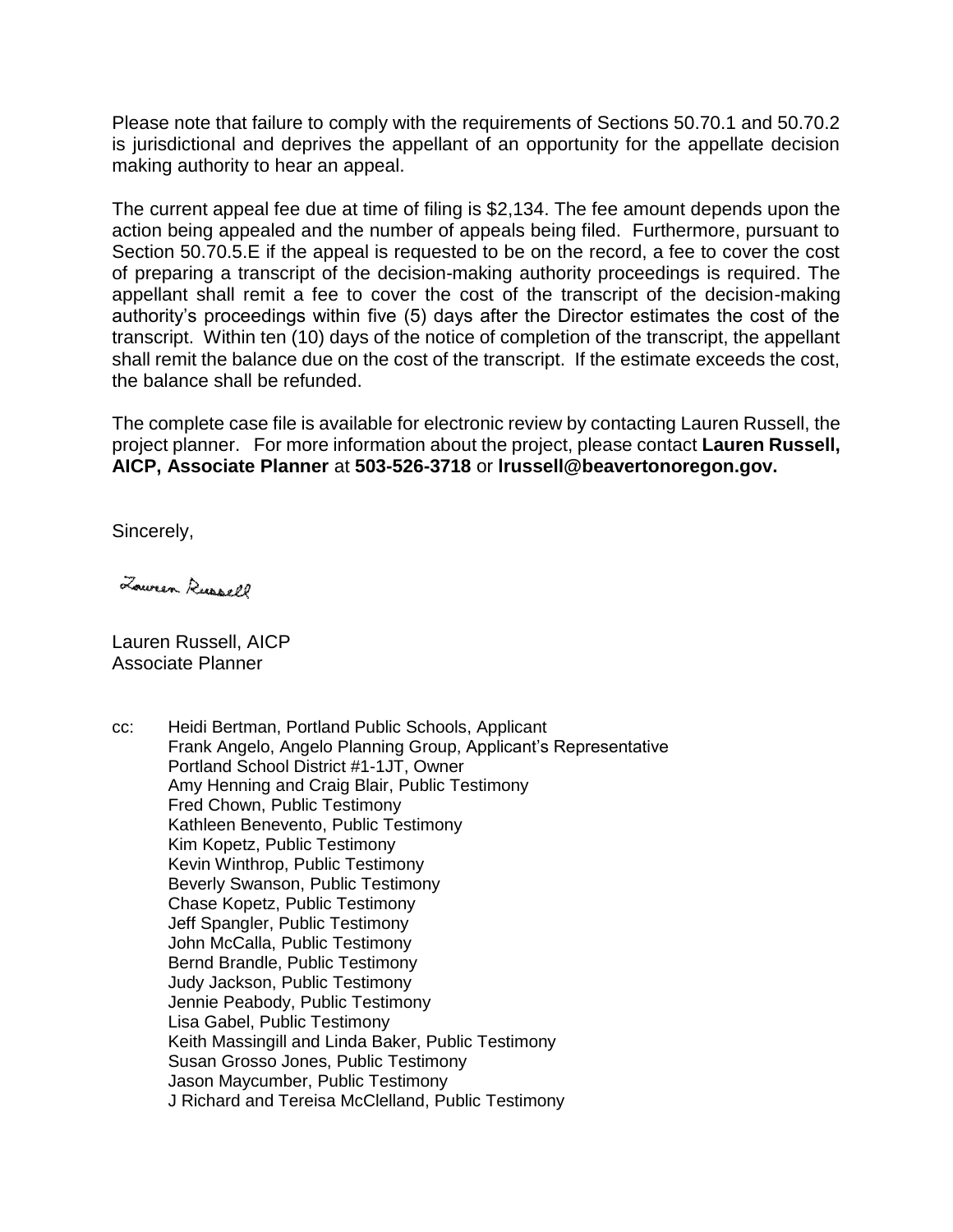Please note that failure to comply with the requirements of Sections 50.70.1 and 50.70.2 is jurisdictional and deprives the appellant of an opportunity for the appellate decision making authority to hear an appeal.

The current appeal fee due at time of filing is $2,134. The fee amount depends upon the action being appealed and the number of appeals being filed. Furthermore, pursuant to Section 50.70.5.E if the appeal is requested to be on the record, a fee to cover the cost of preparing a transcript of the decision-making authority proceedings is required. The appellant shall remit a fee to cover the cost of the transcript of the decision-making authority's proceedings within five (5) days after the Director estimates the cost of the transcript. Within ten (10) days of the notice of completion of the transcript, the appellant shall remit the balance due on the cost of the transcript. If the estimate exceeds the cost, the balance shall be refunded.

The complete case file is available for electronic review by contacting Lauren Russell, the project planner. For more information about the project, please contact **Lauren Russell, AICP, Associate Planner** at **503-526-3718** or **lrussell@beavertonoregon.gov.**

Sincerely,

Lauren Russell

Lauren Russell, AICP
Associate Planner

cc: Heidi Bertman, Portland Public Schools, Applicant
Frank Angelo, Angelo Planning Group, Applicant's Representative
Portland School District #1-1JT, Owner
Amy Henning and Craig Blair, Public Testimony
Fred Chown, Public Testimony
Kathleen Benevento, Public Testimony
Kim Kopetz, Public Testimony
Kevin Winthrop, Public Testimony
Beverly Swanson, Public Testimony
Chase Kopetz, Public Testimony
Jeff Spangler, Public Testimony
John McCalla, Public Testimony
Bernd Brandle, Public Testimony
Judy Jackson, Public Testimony
Jennie Peabody, Public Testimony
Lisa Gabel, Public Testimony
Keith Massingill and Linda Baker, Public Testimony
Susan Grosso Jones, Public Testimony
Jason Maycumber, Public Testimony
J Richard and Tereisa McClelland, Public Testimony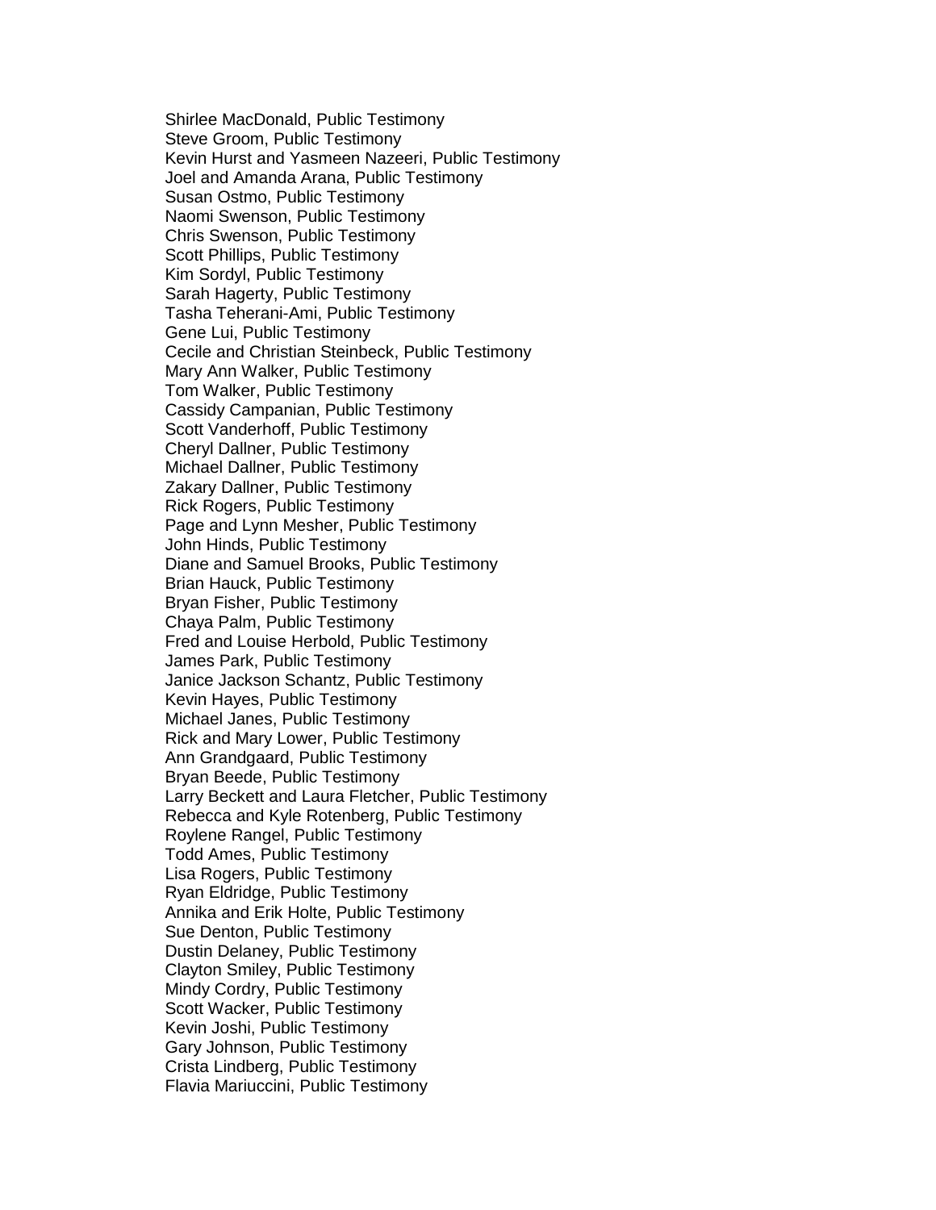Shirlee MacDonald, Public Testimony
Steve Groom, Public Testimony
Kevin Hurst and Yasmeen Nazeeri, Public Testimony
Joel and Amanda Arana, Public Testimony
Susan Ostmo, Public Testimony
Naomi Swenson, Public Testimony
Chris Swenson, Public Testimony
Scott Phillips, Public Testimony
Kim Sordyl, Public Testimony
Sarah Hagerty, Public Testimony
Tasha Teherani-Ami, Public Testimony
Gene Lui, Public Testimony
Cecile and Christian Steinbeck, Public Testimony
Mary Ann Walker, Public Testimony
Tom Walker, Public Testimony
Cassidy Campanian, Public Testimony
Scott Vanderhoff, Public Testimony
Cheryl Dallner, Public Testimony
Michael Dallner, Public Testimony
Zakary Dallner, Public Testimony
Rick Rogers, Public Testimony
Page and Lynn Mesher, Public Testimony
John Hinds, Public Testimony
Diane and Samuel Brooks, Public Testimony
Brian Hauck, Public Testimony
Bryan Fisher, Public Testimony
Chaya Palm, Public Testimony
Fred and Louise Herbold, Public Testimony
James Park, Public Testimony
Janice Jackson Schantz, Public Testimony
Kevin Hayes, Public Testimony
Michael Janes, Public Testimony
Rick and Mary Lower, Public Testimony
Ann Grandgaard, Public Testimony
Bryan Beede, Public Testimony
Larry Beckett and Laura Fletcher, Public Testimony
Rebecca and Kyle Rotenberg, Public Testimony
Roylene Rangel, Public Testimony
Todd Ames, Public Testimony
Lisa Rogers, Public Testimony
Ryan Eldridge, Public Testimony
Annika and Erik Holte, Public Testimony
Sue Denton, Public Testimony
Dustin Delaney, Public Testimony
Clayton Smiley, Public Testimony
Mindy Cordry, Public Testimony
Scott Wacker, Public Testimony
Kevin Joshi, Public Testimony
Gary Johnson, Public Testimony
Crista Lindberg, Public Testimony
Flavia Mariuccini, Public Testimony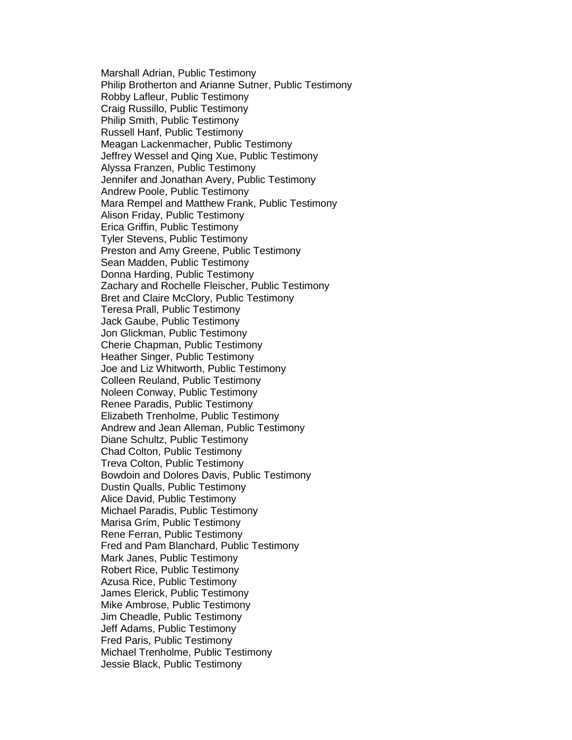Marshall Adrian, Public Testimony
Philip Brotherton and Arianne Sutner, Public Testimony
Robby Lafleur, Public Testimony
Craig Russillo, Public Testimony
Philip Smith, Public Testimony
Russell Hanf, Public Testimony
Meagan Lackenmacher, Public Testimony
Jeffrey Wessel and Qing Xue, Public Testimony
Alyssa Franzen, Public Testimony
Jennifer and Jonathan Avery, Public Testimony
Andrew Poole, Public Testimony
Mara Rempel and Matthew Frank, Public Testimony
Alison Friday, Public Testimony
Erica Griffin, Public Testimony
Tyler Stevens, Public Testimony
Preston and Amy Greene, Public Testimony
Sean Madden, Public Testimony
Donna Harding, Public Testimony
Zachary and Rochelle Fleischer, Public Testimony
Bret and Claire McClory, Public Testimony
Teresa Prall, Public Testimony
Jack Gaube, Public Testimony
Jon Glickman, Public Testimony
Cherie Chapman, Public Testimony
Heather Singer, Public Testimony
Joe and Liz Whitworth, Public Testimony
Colleen Reuland, Public Testimony
Noleen Conway, Public Testimony
Renee Paradis, Public Testimony
Elizabeth Trenholme, Public Testimony
Andrew and Jean Alleman, Public Testimony
Diane Schultz, Public Testimony
Chad Colton, Public Testimony
Treva Colton, Public Testimony
Bowdoin and Dolores Davis, Public Testimony
Dustin Qualls, Public Testimony
Alice David, Public Testimony
Michael Paradis, Public Testimony
Marisa Grim, Public Testimony
Rene Ferran, Public Testimony
Fred and Pam Blanchard, Public Testimony
Mark Janes, Public Testimony
Robert Rice, Public Testimony
Azusa Rice, Public Testimony
James Elerick, Public Testimony
Mike Ambrose, Public Testimony
Jim Cheadle, Public Testimony
Jeff Adams, Public Testimony
Fred Paris, Public Testimony
Michael Trenholme, Public Testimony
Jessie Black, Public Testimony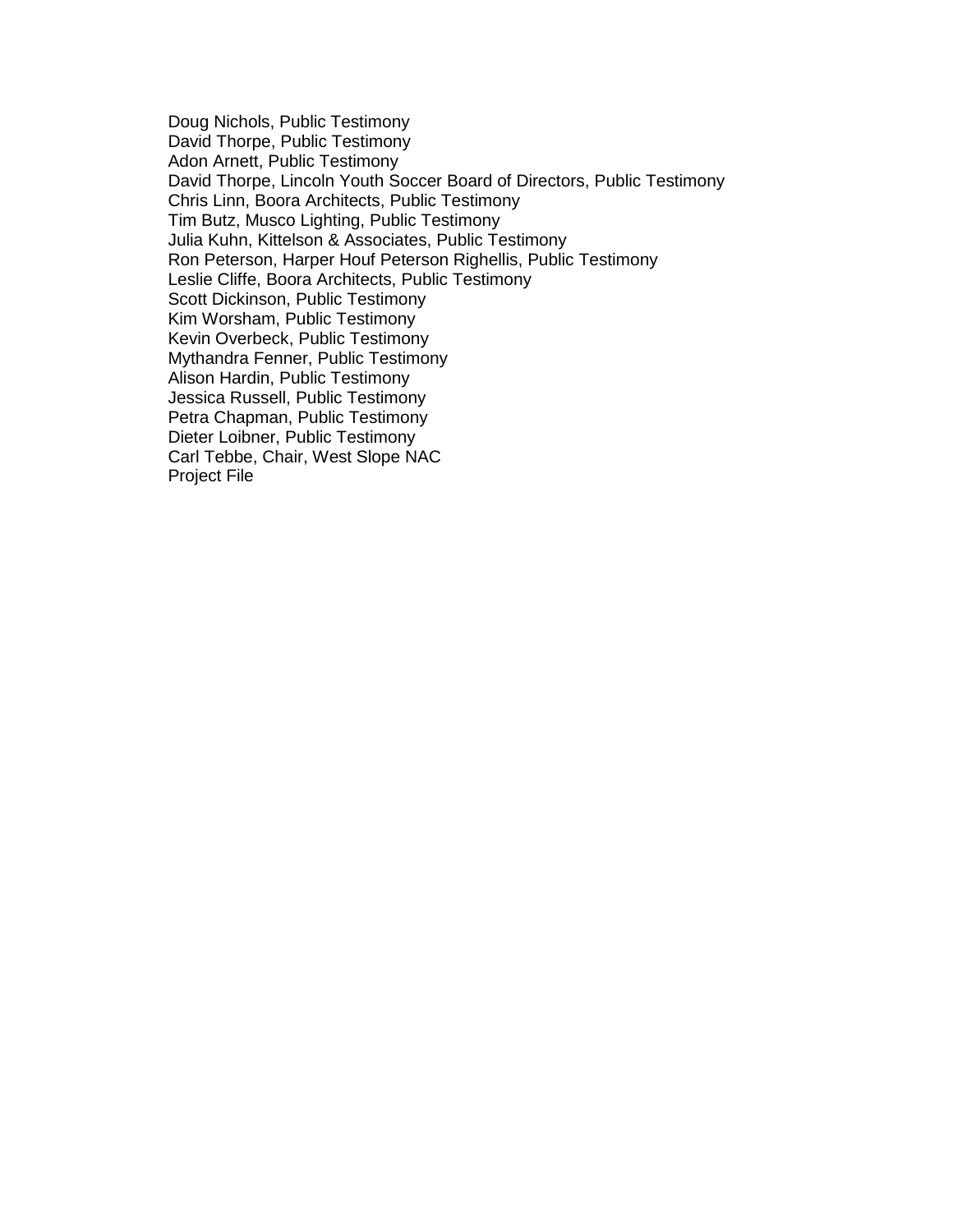Doug Nichols, Public Testimony
David Thorpe, Public Testimony
Adon Arnett, Public Testimony
David Thorpe, Lincoln Youth Soccer Board of Directors, Public Testimony
Chris Linn, Boora Architects, Public Testimony
Tim Butz, Musco Lighting, Public Testimony
Julia Kuhn, Kittelson & Associates, Public Testimony
Ron Peterson, Harper Houf Peterson Righellis, Public Testimony
Leslie Cliffe, Boora Architects, Public Testimony
Scott Dickinson, Public Testimony
Kim Worsham, Public Testimony
Kevin Overbeck, Public Testimony
Mythandra Fenner, Public Testimony
Alison Hardin, Public Testimony
Jessica Russell, Public Testimony
Petra Chapman, Public Testimony
Dieter Loibner, Public Testimony
Carl Tebbe, Chair, West Slope NAC
Project File